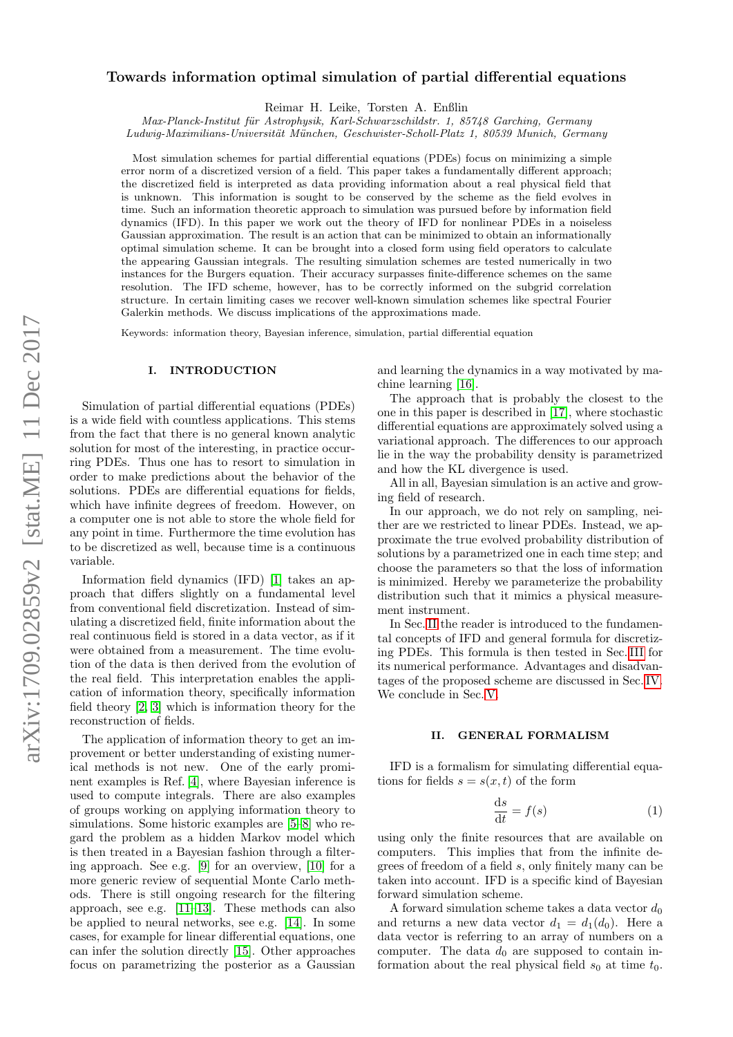# Towards information optimal simulation of partial differential equations

Reimar H. Leike, Torsten A. Enßlin

*Max-Planck-Institut für Astrophysik, Karl-Schwarzschildstr. 1, 85748 Garching, Germany*
*Ludwig-Maximilians-Universität München, Geschwister-Scholl-Platz 1, 80539 Munich, Germany*

Most simulation schemes for partial differential equations (PDEs) focus on minimizing a simple error norm of a discretized version of a field. This paper takes a fundamentally different approach; the discretized field is interpreted as data providing information about a real physical field that is unknown. This information is sought to be conserved by the scheme as the field evolves in time. Such an information theoretic approach to simulation was pursued before by information field dynamics (IFD). In this paper we work out the theory of IFD for nonlinear PDEs in a noiseless Gaussian approximation. The result is an action that can be minimized to obtain an informationally optimal simulation scheme. It can be brought into a closed form using field operators to calculate the appearing Gaussian integrals. The resulting simulation schemes are tested numerically in two instances for the Burgers equation. Their accuracy surpasses finite-difference schemes on the same resolution. The IFD scheme, however, has to be correctly informed on the subgrid correlation structure. In certain limiting cases we recover well-known simulation schemes like spectral Fourier Galerkin methods. We discuss implications of the approximations made.

Keywords: information theory, Bayesian inference, simulation, partial differential equation

## I. INTRODUCTION

Simulation of partial differential equations (PDEs) is a wide field with countless applications. This stems from the fact that there is no general known analytic solution for most of the interesting, in practice occurring PDEs. Thus one has to resort to simulation in order to make predictions about the behavior of the solutions. PDEs are differential equations for fields, which have infinite degrees of freedom. However, on a computer one is not able to store the whole field for any point in time. Furthermore the time evolution has to be discretized as well, because time is a continuous variable.

Information field dynamics (IFD) [1] takes an approach that differs slightly on a fundamental level from conventional field discretization. Instead of simulating a discretized field, finite information about the real continuous field is stored in a data vector, as if it were obtained from a measurement. The time evolution of the data is then derived from the evolution of the real field. This interpretation enables the application of information theory, specifically information field theory [2, 3] which is information theory for the reconstruction of fields.

The application of information theory to get an improvement or better understanding of existing numerical methods is not new. One of the early prominent examples is Ref. [4], where Bayesian inference is used to compute integrals. There are also examples of groups working on applying information theory to simulations. Some historic examples are [5–8] who regard the problem as a hidden Markov model which is then treated in a Bayesian fashion through a filtering approach. See e.g. [9] for an overview, [10] for a more generic review of sequential Monte Carlo methods. There is still ongoing research for the filtering approach, see e.g. [11–13]. These methods can also be applied to neural networks, see e.g. [14]. In some cases, for example for linear differential equations, one can infer the solution directly [15]. Other approaches focus on parametrizing the posterior as a Gaussian and learning the dynamics in a way motivated by machine learning [16].

The approach that is probably the closest to the one in this paper is described in [17], where stochastic differential equations are approximately solved using a variational approach. The differences to our approach lie in the way the probability density is parametrized and how the KL divergence is used.

All in all, Bayesian simulation is an active and growing field of research.

In our approach, we do not rely on sampling, neither are we restricted to linear PDEs. Instead, we approximate the true evolved probability distribution of solutions by a parametrized one in each time step; and choose the parameters so that the loss of information is minimized. Hereby we parameterize the probability distribution such that it mimics a physical measurement instrument.

In Sec. II the reader is introduced to the fundamental concepts of IFD and general formula for discretizing PDEs. This formula is then tested in Sec. III for its numerical performance. Advantages and disadvantages of the proposed scheme are discussed in Sec. IV. We conclude in Sec. V.

## II. GENERAL FORMALISM

IFD is a formalism for simulating differential equations for fields $s = s(x, t)$ of the form

$$\frac{\mathrm{d}s}{\mathrm{d}t} = f(s) \tag{1}$$

using only the finite resources that are available on computers. This implies that from the infinite degrees of freedom of a field $s$, only finitely many can be taken into account. IFD is a specific kind of Bayesian forward simulation scheme.

A forward simulation scheme takes a data vector $d_0$ and returns a new data vector $d_1 = d_1(d_0)$. Here a data vector is referring to an array of numbers on a computer. The data $d_0$ are supposed to contain information about the real physical field $s_0$ at time $t_0$.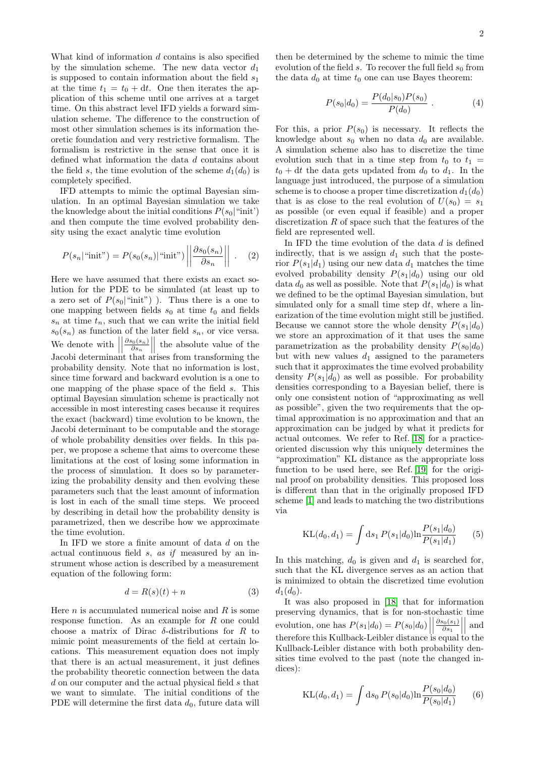What kind of information $d$ contains is also specified by the simulation scheme. The new data vector $d_1$ is supposed to contain information about the field $s_1$ at the time $t_1 = t_0 + \mathrm{d}t$. One then iterates the application of this scheme until one arrives at a target time. On this abstract level IFD yields a forward simulation scheme. The difference to the construction of most other simulation schemes is its information theoretic foundation and very restrictive formalism. The formalism is restrictive in the sense that once it is defined what information the data $d$ contains about the field $s$, the time evolution of the scheme $d_1(d_0)$ is completely specified.

IFD attempts to mimic the optimal Bayesian simulation. In an optimal Bayesian simulation we take the knowledge about the initial conditions $P(s_0|\text{"init"})$ and then compute the time evolved probability density using the exact analytic time evolution

$$P(s_n|\text{"init"}) = P(s_0(s_n)|\text{"init"}) \left|\left|\frac{\partial s_0(s_n)}{\partial s_n}\right|\right| \ . \tag{2}$$

Here we have assumed that there exists an exact solution for the PDE to be simulated (at least up to a zero set of $P(s_0|\text{"init"})$ ). Thus there is a one to one mapping between fields $s_0$ at time $t_0$ and fields $s_n$ at time $t_n$, such that we can write the initial field $s_0(s_n)$ as function of the later field $s_n$, or vice versa. We denote with $\left|\left|\frac{\partial s_0(s_n)}{\partial s_n}\right|\right|$ the absolute value of the Jacobi determinant that arises from transforming the probability density. Note that no information is lost, since time forward and backward evolution is a one to one mapping of the phase space of the field $s$. This optimal Bayesian simulation scheme is practically not accessible in most interesting cases because it requires the exact (backward) time evolution to be known, the Jacobi determinant to be computable and the storage of whole probability densities over fields. In this paper, we propose a scheme that aims to overcome these limitations at the cost of losing some information in the process of simulation. It does so by parameterizing the probability density and then evolving these parameters such that the least amount of information is lost in each of the small time steps. We proceed by describing in detail how the probability density is parametrized, then we describe how we approximate the time evolution.

In IFD we store a finite amount of data $d$ on the actual continuous field $s$, *as if* measured by an instrument whose action is described by a measurement equation of the following form:

$$d = R(s)(t) + n \tag{3}$$

Here $n$ is accumulated numerical noise and $R$ is some response function. As an example for $R$ one could choose a matrix of Dirac $\delta$-distributions for $R$ to mimic point measurements of the field at certain locations. This measurement equation does not imply that there is an actual measurement, it just defines the probability theoretic connection between the data $d$ on our computer and the actual physical field $s$ that we want to simulate. The initial conditions of the PDE will determine the first data $d_0$, future data will then be determined by the scheme to mimic the time evolution of the field $s$. To recover the full field $s_0$ from the data $d_0$ at time $t_0$ one can use Bayes theorem:

$$P(s_0|d_0) = \frac{P(d_0|s_0)P(s_0)}{P(d_0)} \ . \tag{4}$$

For this, a prior $P(s_0)$ is necessary. It reflects the knowledge about $s_0$ when no data $d_0$ are available. A simulation scheme also has to discretize the time evolution such that in a time step from $t_0$ to $t_1 = t_0 + \mathrm{d}t$ the data gets updated from $d_0$ to $d_1$. In the language just introduced, the purpose of a simulation scheme is to choose a proper time discretization $d_1(d_0)$ that is as close to the real evolution of $U(s_0) = s_1$ as possible (or even equal if feasible) and a proper discretization $R$ of space such that the features of the field are represented well.

In IFD the time evolution of the data $d$ is defined indirectly, that is we assign $d_1$ such that the posterior $P(s_1|d_1)$ using our new data $d_1$ matches the time evolved probability density $P(s_1|d_0)$ using our old data $d_0$ as well as possible. Note that $P(s_1|d_0)$ is what we defined to be the optimal Bayesian simulation, but simulated only for a small time step $\mathrm{d}t$, where a linearization of the time evolution might still be justified. Because we cannot store the whole density $P(s_1|d_0)$ we store an approximation of it that uses the same parametrization as the probability density $P(s_0|d_0)$ but with new values $d_1$ assigned to the parameters such that it approximates the time evolved probability density $P(s_1|d_0)$ as well as possible. For probability densities corresponding to a Bayesian belief, there is only one consistent notion of "approximating as well as possible", given the two requirements that the optimal approximation is no approximation and that an approximation can be judged by what it predicts for actual outcomes. We refer to Ref. [18] for a practice-oriented discussion why this uniquely determines the "approximation" KL distance as the appropriate loss function to be used here, see Ref. [19] for the original proof on probability densities. This proposed loss is different than that in the originally proposed IFD scheme [1] and leads to matching the two distributions via

$$\mathrm{KL}(d_0, d_1) = \int \mathrm{d}s_1\, P(s_1|d_0) \ln\frac{P(s_1|d_0)}{P(s_1|d_1)} \tag{5}$$

In this matching, $d_0$ is given and $d_1$ is searched for, such that the KL divergence serves as an action that is minimized to obtain the discretized time evolution $d_1(d_0)$.

It was also proposed in [18] that for information preserving dynamics, that is for non-stochastic time evolution, one has $P(s_1|d_0) = P(s_0|d_0)\left|\left|\frac{\partial s_0(s_1)}{\partial s_1}\right|\right|$ and therefore this Kullback-Leibler distance is equal to the Kullback-Leibler distance with both probability densities time evolved to the past (note the changed indices):

$$\mathrm{KL}(d_0, d_1) = \int \mathrm{d}s_0\, P(s_0|d_0) \ln\frac{P(s_0|d_0)}{P(s_0|d_1)} \tag{6}$$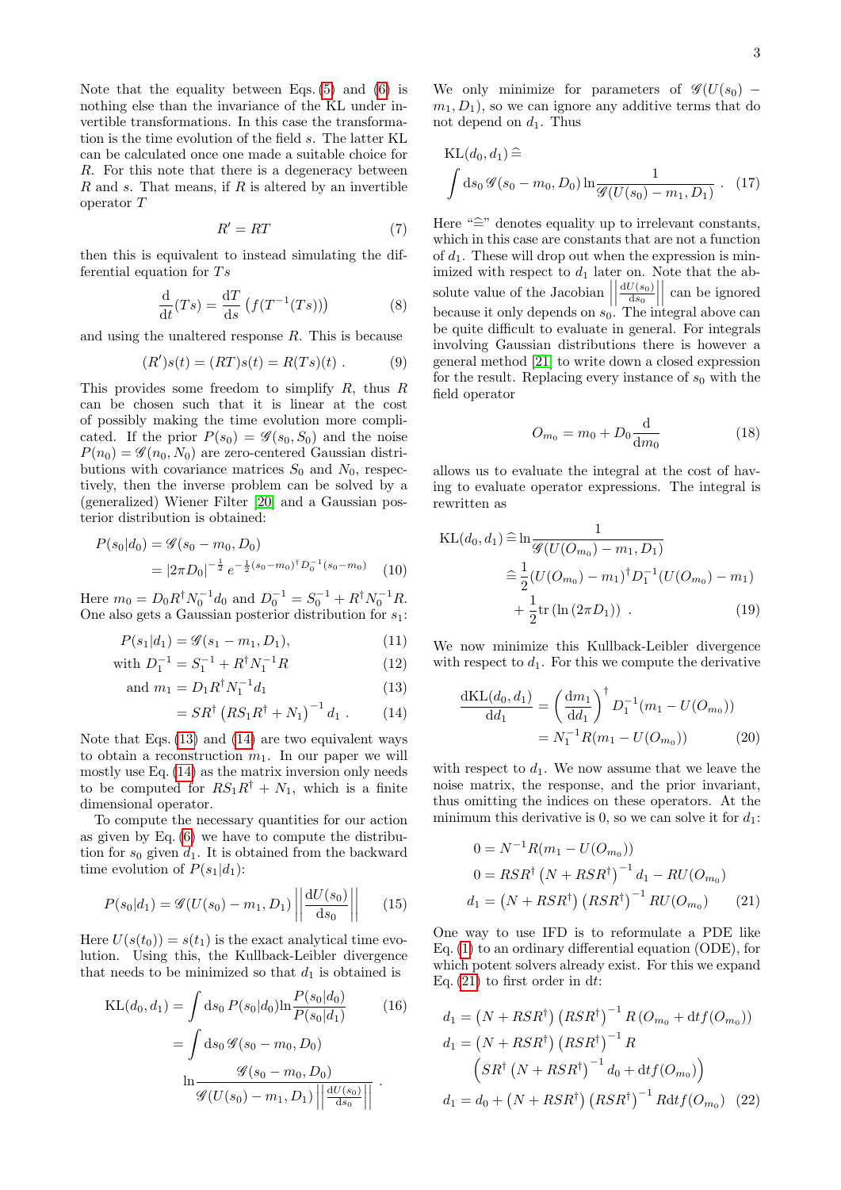Note that the equality between Eqs. (5) and (6) is nothing else than the invariance of the KL under invertible transformations. In this case the transformation is the time evolution of the field $s$. The latter KL can be calculated once one made a suitable choice for $R$. For this note that there is a degeneracy between $R$ and $s$. That means, if $R$ is altered by an invertible operator $T$

$$R' = RT \tag{7}$$

then this is equivalent to instead simulating the differential equation for $Ts$

$$\frac{\mathrm{d}}{\mathrm{d}t}(Ts) = \frac{\mathrm{d}T}{\mathrm{d}s}\left(f(T^{-1}(Ts))\right) \tag{8}$$

and using the unaltered response $R$. This is because

$$(R')s(t) = (RT)s(t) = R(Ts)(t)\ . \tag{9}$$

This provides some freedom to simplify $R$, thus $R$ can be chosen such that it is linear at the cost of possibly making the time evolution more complicated. If the prior $P(s_0) = \mathscr{G}(s_0, S_0)$ and the noise $P(n_0) = \mathscr{G}(n_0, N_0)$ are zero-centered Gaussian distributions with covariance matrices $S_0$ and $N_0$, respectively, then the inverse problem can be solved by a (generalized) Wiener Filter [20] and a Gaussian posterior distribution is obtained:

$$\begin{aligned}P(s_0|d_0) &= \mathscr{G}(s_0 - m_0, D_0) \\ &= |2\pi D_0|^{-\frac{1}{2}}\, e^{-\frac{1}{2}(s_0-m_0)^\dagger D_0^{-1}(s_0-m_0)}\end{aligned} \tag{10}$$

Here $m_0 = D_0 R^\dagger N_0^{-1} d_0$ and $D_0^{-1} = S_0^{-1} + R^\dagger N_0^{-1} R$. One also gets a Gaussian posterior distribution for $s_1$:

$$P(s_1|d_1) = \mathscr{G}(s_1 - m_1, D_1), \tag{11}$$

$$\text{with } D_1^{-1} = S_1^{-1} + R^\dagger N_1^{-1} R \tag{12}$$

$$\text{and } m_1 = D_1 R^\dagger N_1^{-1} d_1 \tag{13}$$

$$= S R^\dagger \left(R S_1 R^\dagger + N_1\right)^{-1} d_1\ . \tag{14}$$

Note that Eqs. (13) and (14) are two equivalent ways to obtain a reconstruction $m_1$. In our paper we will mostly use Eq. (14) as the matrix inversion only needs to be computed for $RS_1R^\dagger + N_1$, which is a finite dimensional operator.

To compute the necessary quantities for our action as given by Eq. (6) we have to compute the distribution for $s_0$ given $d_1$. It is obtained from the backward time evolution of $P(s_1|d_1)$:

$$P(s_0|d_1) = \mathscr{G}(U(s_0) - m_1, D_1)\left|\left|\frac{\mathrm{d}U(s_0)}{\mathrm{d}s_0}\right|\right| \tag{15}$$

Here $U(s(t_0)) = s(t_1)$ is the exact analytical time evolution. Using this, the Kullback-Leibler divergence that needs to be minimized so that $d_1$ is obtained is

$$\begin{aligned}\mathrm{KL}(d_0, d_1) &= \int \mathrm{d}s_0\, P(s_0|d_0) \ln\frac{P(s_0|d_0)}{P(s_0|d_1)} \\ &= \int \mathrm{d}s_0\, \mathscr{G}(s_0 - m_0, D_0) \\ &\quad \ln \frac{\mathscr{G}(s_0 - m_0, D_0)}{\mathscr{G}(U(s_0) - m_1, D_1)\left|\left|\frac{\mathrm{d}U(s_0)}{\mathrm{d}s_0}\right|\right|}\ .\end{aligned} \tag{16}$$

We only minimize for parameters of $\mathscr{G}(U(s_0) - m_1, D_1)$, so we can ignore any additive terms that do not depend on $d_1$. Thus

$$\mathrm{KL}(d_0, d_1) \,\widehat{=} \int \mathrm{d}s_0\, \mathscr{G}(s_0 - m_0, D_0) \ln\frac{1}{\mathscr{G}(U(s_0) - m_1, D_1)}\ . \tag{17}$$

Here "$\widehat{=}$" denotes equality up to irrelevant constants, which in this case are constants that are not a function of $d_1$. These will drop out when the expression is minimized with respect to $d_1$ later on. Note that the absolute value of the Jacobian $\left|\left|\frac{\mathrm{d}U(s_0)}{\mathrm{d}s_0}\right|\right|$ can be ignored because it only depends on $s_0$. The integral above can be quite difficult to evaluate in general. For integrals involving Gaussian distributions there is however a general method [21] to write down a closed expression for the result. Replacing every instance of $s_0$ with the field operator

$$O_{m_0} = m_0 + D_0 \frac{\mathrm{d}}{\mathrm{d}m_0} \tag{18}$$

allows us to evaluate the integral at the cost of having to evaluate operator expressions. The integral is rewritten as

$$\begin{aligned}\mathrm{KL}(d_0, d_1) &\,\widehat{=} \ln\frac{1}{\mathscr{G}(U(O_{m_0}) - m_1, D_1)} \\ &\,\widehat{=} \frac{1}{2}(U(O_{m_0}) - m_1)^\dagger D_1^{-1}(U(O_{m_0}) - m_1) \\ &\quad + \frac{1}{2}\mathrm{tr}\left(\ln(2\pi D_1)\right)\ .\end{aligned} \tag{19}$$

We now minimize this Kullback-Leibler divergence with respect to $d_1$. For this we compute the derivative

$$\begin{aligned}\frac{\mathrm{d}\mathrm{KL}(d_0, d_1)}{\mathrm{d}d_1} &= \left(\frac{\mathrm{d}m_1}{\mathrm{d}d_1}\right)^\dagger D_1^{-1}(m_1 - U(O_{m_0})) \\ &= N_1^{-1} R (m_1 - U(O_{m_0}))\end{aligned} \tag{20}$$

with respect to $d_1$. We now assume that we leave the noise matrix, the response, and the prior invariant, thus omitting the indices on these operators. At the minimum this derivative is 0, so we can solve it for $d_1$:

$$\begin{aligned}0 &= N^{-1} R (m_1 - U(O_{m_0})) \\ 0 &= R S R^\dagger \left(N + R S R^\dagger\right)^{-1} d_1 - R U(O_{m_0}) \\ d_1 &= \left(N + R S R^\dagger\right)\left(R S R^\dagger\right)^{-1} R U(O_{m_0})\end{aligned} \tag{21}$$

One way to use IFD is to reformulate a PDE like Eq. (1) to an ordinary differential equation (ODE), for which potent solvers already exist. For this we expand Eq. (21) to first order in $\mathrm{d}t$:

$$\begin{aligned}d_1 &= \left(N + R S R^\dagger\right)\left(R S R^\dagger\right)^{-1} R \left(O_{m_0} + \mathrm{d}t f(O_{m_0})\right) \\ d_1 &= \left(N + R S R^\dagger\right)\left(R S R^\dagger\right)^{-1} R \\ &\quad \left(S R^\dagger \left(N + R S R^\dagger\right)^{-1} d_0 + \mathrm{d}t f(O_{m_0})\right) \\ d_1 &= d_0 + \left(N + R S R^\dagger\right)\left(R S R^\dagger\right)^{-1} R \mathrm{d}t f(O_{m_0})\end{aligned} \tag{22}$$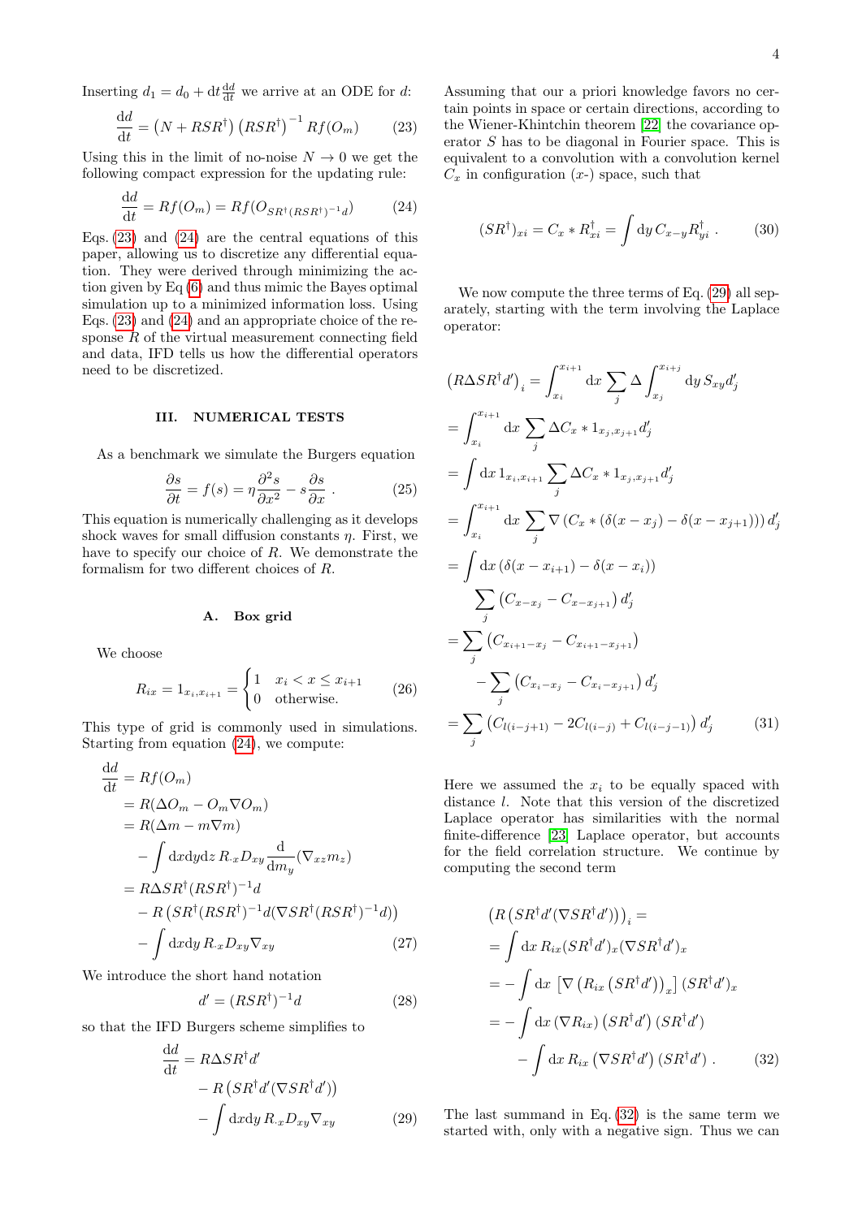Inserting $d_1 = d_0 + \mathrm{d}t \frac{\mathrm{d}d}{\mathrm{d}t}$ we arrive at an ODE for $d$:

$$\frac{\mathrm{d}d}{\mathrm{d}t} = \left(N + RSR^\dagger\right)\left(RSR^\dagger\right)^{-1} Rf(O_m) \tag{23}$$

Using this in the limit of no-noise $N \to 0$ we get the following compact expression for the updating rule:

$$\frac{\mathrm{d}d}{\mathrm{d}t} = Rf(O_m) = Rf(O_{SR^\dagger(RSR^\dagger)^{-1}d}) \tag{24}$$

Eqs. (23) and (24) are the central equations of this paper, allowing us to discretize any differential equation. They were derived through minimizing the action given by Eq (6) and thus mimic the Bayes optimal simulation up to a minimized information loss. Using Eqs. (23) and (24) and an appropriate choice of the response $R$ of the virtual measurement connecting field and data, IFD tells us how the differential operators need to be discretized.

## III. NUMERICAL TESTS

As a benchmark we simulate the Burgers equation

$$\frac{\partial s}{\partial t} = f(s) = \eta \frac{\partial^2 s}{\partial x^2} - s\frac{\partial s}{\partial x} \,. \tag{25}$$

This equation is numerically challenging as it develops shock waves for small diffusion constants $\eta$. First, we have to specify our choice of $R$. We demonstrate the formalism for two different choices of $R$.

### A. Box grid

We choose

$$R_{ix} = 1_{x_i,x_{i+1}} = \begin{cases} 1 & x_i < x \le x_{i+1} \\ 0 & \text{otherwise.} \end{cases} \tag{26}$$

This type of grid is commonly used in simulations. Starting from equation (24), we compute:

$$\begin{aligned}
\frac{\mathrm{d}d}{\mathrm{d}t} &= Rf(O_m) \\
&= R(\Delta O_m - O_m \nabla O_m) \\
&= R(\Delta m - m\nabla m) \\
&\quad - \int \mathrm{d}x\mathrm{d}y\mathrm{d}z\, R_{\cdot x} D_{xy} \frac{\mathrm{d}}{\mathrm{d}m_y}(\nabla_{xz} m_z) \\
&= R\Delta SR^\dagger (RSR^\dagger)^{-1} d \\
&\quad - R\left(SR^\dagger (RSR^\dagger)^{-1} d(\nabla SR^\dagger (RSR^\dagger)^{-1} d)\right) \\
&\quad - \int \mathrm{d}x\mathrm{d}y\, R_{\cdot x} D_{xy} \nabla_{xy}
\end{aligned} \tag{27}$$

We introduce the short hand notation

$$d' = (RSR^\dagger)^{-1} d \tag{28}$$

so that the IFD Burgers scheme simplifies to

$$\begin{aligned}
\frac{\mathrm{d}d}{\mathrm{d}t} &= R\Delta SR^\dagger d' \\
&\quad - R\left(SR^\dagger d'(\nabla SR^\dagger d')\right) \\
&\quad - \int \mathrm{d}x\mathrm{d}y\, R_{\cdot x} D_{xy} \nabla_{xy}
\end{aligned} \tag{29}$$

Assuming that our a priori knowledge favors no certain points in space or certain directions, according to the Wiener-Khintchin theorem [22] the covariance operator $S$ has to be diagonal in Fourier space. This is equivalent to a convolution with a convolution kernel $C_x$ in configuration ($x$-) space, such that

$$(SR^\dagger)_{xi} = C_x * R^\dagger_{xi} = \int \mathrm{d}y\, C_{x-y} R^\dagger_{yi} \,. \tag{30}$$

We now compute the three terms of Eq. (29) all separately, starting with the term involving the Laplace operator:

$$\begin{aligned}
&\left(R\Delta SR^\dagger d'\right)_i = \int_{x_i}^{x_{i+1}} \mathrm{d}x \sum_j \Delta \int_{x_j}^{x_{i+j}} \mathrm{d}y\, S_{xy} d'_j \\
&= \int_{x_i}^{x_{i+1}} \mathrm{d}x \sum_j \Delta C_x * 1_{x_j,x_{j+1}} d'_j \\
&= \int \mathrm{d}x\, 1_{x_i,x_{i+1}} \sum_j \Delta C_x * 1_{x_j,x_{j+1}} d'_j \\
&= \int_{x_i}^{x_{i+1}} \mathrm{d}x \sum_j \nabla \left(C_x * (\delta(x-x_j) - \delta(x-x_{j+1}))\right) d'_j \\
&= \int \mathrm{d}x \left(\delta(x-x_{i+1}) - \delta(x-x_i)\right) \\
&\qquad \sum_j \left(C_{x-x_j} - C_{x-x_{j+1}}\right) d'_j \\
&= \sum_j \left(C_{x_{i+1}-x_j} - C_{x_{i+1}-x_{j+1}}\right) \\
&\qquad - \sum_j \left(C_{x_i-x_j} - C_{x_i-x_{j+1}}\right) d'_j \\
&= \sum_j \left(C_{l(i-j+1)} - 2C_{l(i-j)} + C_{l(i-j-1)}\right) d'_j
\end{aligned} \tag{31}$$

Here we assumed the $x_i$ to be equally spaced with distance $l$. Note that this version of the discretized Laplace operator has similarities with the normal finite-difference [23] Laplace operator, but accounts for the field correlation structure. We continue by computing the second term

$$\begin{aligned}
&\left(R\left(SR^\dagger d'(\nabla SR^\dagger d')\right)\right)_i = \\
&= \int \mathrm{d}x\, R_{ix} (SR^\dagger d')_x (\nabla SR^\dagger d')_x \\
&= -\int \mathrm{d}x\, \left[\nabla \left(R_{ix}\left(SR^\dagger d'\right)\right)_x\right] (SR^\dagger d')_x \\
&= -\int \mathrm{d}x\, (\nabla R_{ix}) \left(SR^\dagger d'\right)\left(SR^\dagger d'\right) \\
&\qquad - \int \mathrm{d}x\, R_{ix} \left(\nabla SR^\dagger d'\right)\left(SR^\dagger d'\right) .
\end{aligned} \tag{32}$$

The last summand in Eq. (32) is the same term we started with, only with a negative sign. Thus we can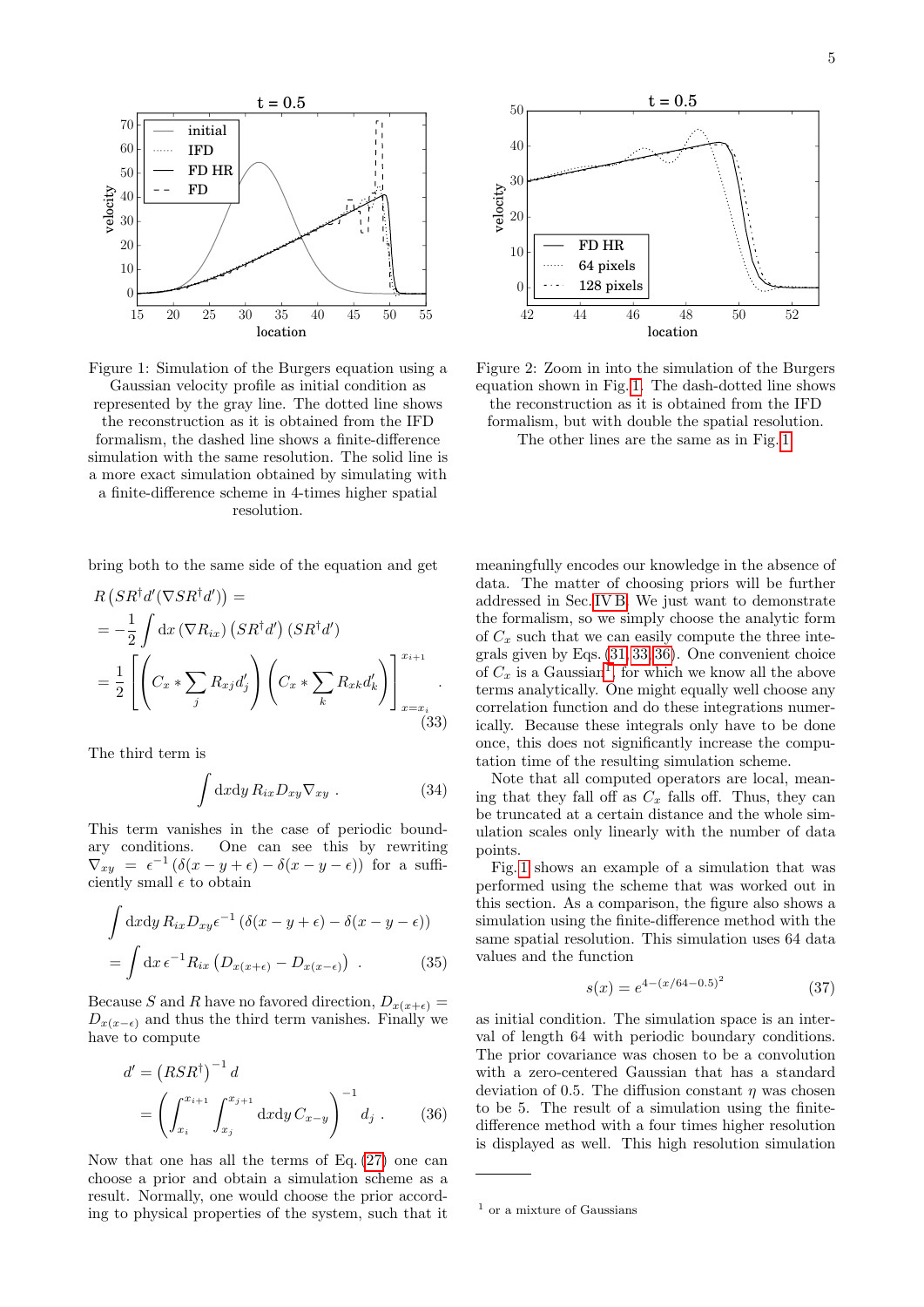Figure 1: Simulation of the Burgers equation using a Gaussian velocity profile as initial condition as represented by the gray line. The dotted line shows the reconstruction as it is obtained from the IFD formalism, the dashed line shows a finite-difference simulation with the same resolution. The solid line is a more exact simulation obtained by simulating with a finite-difference scheme in 4-times higher spatial resolution.

Figure 2: Zoom in into the simulation of the Burgers equation shown in Fig. 1. The dash-dotted line shows the reconstruction as it is obtained from the IFD formalism, but with double the spatial resolution. The other lines are the same as in Fig. 1.

bring both to the same side of the equation and get

$$
\begin{aligned}
&R\left(SR^\dagger d'(\nabla SR^\dagger d')\right) = \\
&= -\frac{1}{2}\int \mathrm{d}x\,(\nabla R_{ix})\left(SR^\dagger d'\right)\left(SR^\dagger d'\right) \\
&= \frac{1}{2}\left[\left(C_x * \sum_j R_{xj} d'_j\right)\left(C_x * \sum_k R_{xk} d'_k\right)\right]_{x=x_i}^{x_{i+1}} .
\end{aligned}
\tag{33}
$$

The third term is

$$
\int \mathrm{d}x \mathrm{d}y\, R_{ix} D_{xy} \nabla_{xy} . \tag{34}
$$

This term vanishes in the case of periodic boundary conditions. One can see this by rewriting $\nabla_{xy} = \epsilon^{-1}\left(\delta(x-y+\epsilon) - \delta(x-y-\epsilon)\right)$ for a sufficiently small $\epsilon$ to obtain

$$
\begin{aligned}
&\int \mathrm{d}x \mathrm{d}y\, R_{ix} D_{xy} \epsilon^{-1}\left(\delta(x-y+\epsilon) - \delta(x-y-\epsilon)\right) \\
&= \int \mathrm{d}x\, \epsilon^{-1} R_{ix}\left(D_{x(x+\epsilon)} - D_{x(x-\epsilon)}\right) .
\end{aligned}
\tag{35}
$$

Because $S$ and $R$ have no favored direction, $D_{x(x+\epsilon)} = D_{x(x-\epsilon)}$ and thus the third term vanishes. Finally we have to compute

$$
\begin{aligned}
d' &= \left(RSR^\dagger\right)^{-1} d \\
&= \left(\int_{x_i}^{x_{i+1}}\int_{x_j}^{x_{j+1}} \mathrm{d}x \mathrm{d}y\, C_{x-y}\right)^{-1} d_j .
\end{aligned}
\tag{36}
$$

Now that one has all the terms of Eq. (27) one can choose a prior and obtain a simulation scheme as a result. Normally, one would choose the prior according to physical properties of the system, such that it meaningfully encodes our knowledge in the absence of data. The matter of choosing priors will be further addressed in Sec. IV B. We just want to demonstrate the formalism, so we simply choose the analytic form of $C_x$ such that we can easily compute the three integrals given by Eqs. (31, 33, 36). One convenient choice of $C_x$ is a Gaussian[1], for which we know all the above terms analytically. One might equally well choose any correlation function and do these integrations numerically. Because these integrals only have to be done once, this does not significantly increase the computation time of the resulting simulation scheme.

Note that all computed operators are local, meaning that they fall off as $C_x$ falls off. Thus, they can be truncated at a certain distance and the whole simulation scales only linearly with the number of data points.

Fig. 1 shows an example of a simulation that was performed using the scheme that was worked out in this section. As a comparison, the figure also shows a simulation using the finite-difference method with the same spatial resolution. This simulation uses 64 data values and the function

$$
s(x) = e^{4-(x/64-0.5)^2} \tag{37}
$$

as initial condition. The simulation space is an interval of length 64 with periodic boundary conditions. The prior covariance was chosen to be a convolution with a zero-centered Gaussian that has a standard deviation of 0.5. The diffusion constant $\eta$ was chosen to be 5. The result of a simulation using the finite-difference method with a four times higher resolution is displayed as well. This high resolution simulation

[1] or a mixture of Gaussians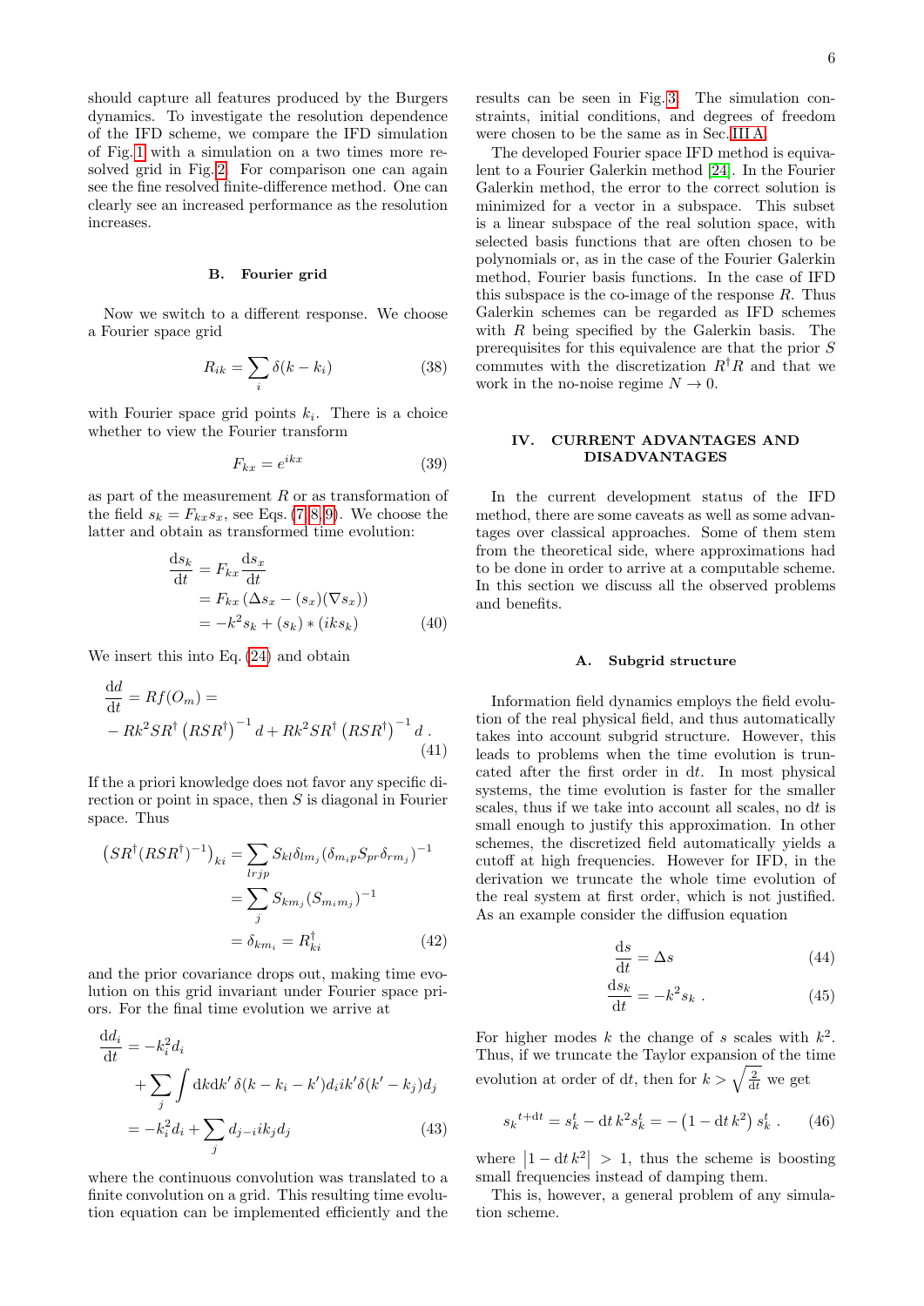should capture all features produced by the Burgers dynamics. To investigate the resolution dependence of the IFD scheme, we compare the IFD simulation of Fig. 1 with a simulation on a two times more resolved grid in Fig. 2. For comparison one can again see the fine resolved finite-difference method. One can clearly see an increased performance as the resolution increases.

### B. Fourier grid

Now we switch to a different response. We choose a Fourier space grid

$$R_{ik} = \sum_i \delta(k - k_i) \tag{38}$$

with Fourier space grid points $k_i$. There is a choice whether to view the Fourier transform

$$F_{kx} = e^{ikx} \tag{39}$$

as part of the measurement $R$ or as transformation of the field $s_k = F_{kx} s_x$, see Eqs. (7, 8, 9). We choose the latter and obtain as transformed time evolution:

$$\begin{aligned}
\frac{\mathrm{d}s_k}{\mathrm{d}t} &= F_{kx}\frac{\mathrm{d}s_x}{\mathrm{d}t} \\
&= F_{kx}\left(\Delta s_x - (s_x)(\nabla s_x)\right) \\
&= -k^2 s_k + (s_k) * (iks_k)
\end{aligned} \tag{40}$$

We insert this into Eq. (24) and obtain

$$\begin{aligned}
&\frac{\mathrm{d}d}{\mathrm{d}t} = Rf(O_m) = \\
&-Rk^2 SR^\dagger \left(RSR^\dagger\right)^{-1} d + Rk^2 SR^\dagger \left(RSR^\dagger\right)^{-1} d \;.
\end{aligned} \tag{41}$$

If the a priori knowledge does not favor any specific direction or point in space, then $S$ is diagonal in Fourier space. Thus

$$\begin{aligned}
\left(SR^\dagger (RSR^\dagger)^{-1}\right)_{ki} &= \sum_{lrjp} S_{kl}\delta_{lm_j}(\delta_{m_i p} S_{pr} \delta_{r m_j})^{-1} \\
&= \sum_j S_{km_j}(S_{m_i m_j})^{-1} \\
&= \delta_{km_i} = R^\dagger_{ki}
\end{aligned} \tag{42}$$

and the prior covariance drops out, making time evolution on this grid invariant under Fourier space priors. For the final time evolution we arrive at

$$\begin{aligned}
\frac{\mathrm{d}d_i}{\mathrm{d}t} &= -k_i^2 d_i \\
&\quad + \sum_j \int \mathrm{d}k \mathrm{d}k' \, \delta(k - k_i - k') d_i i k' \delta(k' - k_j) d_j \\
&= -k_i^2 d_i + \sum_j d_{j-i} i k_j d_j
\end{aligned} \tag{43}$$

where the continuous convolution was translated to a finite convolution on a grid. This resulting time evolution equation can be implemented efficiently and the results can be seen in Fig. 3. The simulation constraints, initial conditions, and degrees of freedom were chosen to be the same as in Sec. III A.

The developed Fourier space IFD method is equivalent to a Fourier Galerkin method [24]. In the Fourier Galerkin method, the error to the correct solution is minimized for a vector in a subspace. This subset is a linear subspace of the real solution space, with selected basis functions that are often chosen to be polynomials or, as in the case of the Fourier Galerkin method, Fourier basis functions. In the case of IFD this subspace is the co-image of the response $R$. Thus Galerkin schemes can be regarded as IFD schemes with $R$ being specified by the Galerkin basis. The prerequisites for this equivalence are that the prior $S$ commutes with the discretization $R^\dagger R$ and that we work in the no-noise regime $N \to 0$.

## IV. CURRENT ADVANTAGES AND DISADVANTAGES

In the current development status of the IFD method, there are some caveats as well as some advantages over classical approaches. Some of them stem from the theoretical side, where approximations had to be done in order to arrive at a computable scheme. In this section we discuss all the observed problems and benefits.

### A. Subgrid structure

Information field dynamics employs the field evolution of the real physical field, and thus automatically takes into account subgrid structure. However, this leads to problems when the time evolution is truncated after the first order in $\mathrm{d}t$. In most physical systems, the time evolution is faster for the smaller scales, thus if we take into account all scales, no $\mathrm{d}t$ is small enough to justify this approximation. In other schemes, the discretized field automatically yields a cutoff at high frequencies. However for IFD, in the derivation we truncate the whole time evolution of the real system at first order, which is not justified. As an example consider the diffusion equation

$$\frac{\mathrm{d}s}{\mathrm{d}t} = \Delta s \tag{44}$$

$$\frac{\mathrm{d}s_k}{\mathrm{d}t} = -k^2 s_k \;. \tag{45}$$

For higher modes $k$ the change of $s$ scales with $k^2$. Thus, if we truncate the Taylor expansion of the time evolution at order of $\mathrm{d}t$, then for $k > \sqrt{\frac{2}{\mathrm{d}t}}$ we get

$$s_k{}^{t+\mathrm{d}t} = s_k^t - \mathrm{d}t\, k^2 s_k^t = -\left(1 - \mathrm{d}t\, k^2\right) s_k^t \;. \tag{46}$$

where $\left|1 - \mathrm{d}t\, k^2\right| > 1$, thus the scheme is boosting small frequencies instead of damping them.

This is, however, a general problem of any simulation scheme.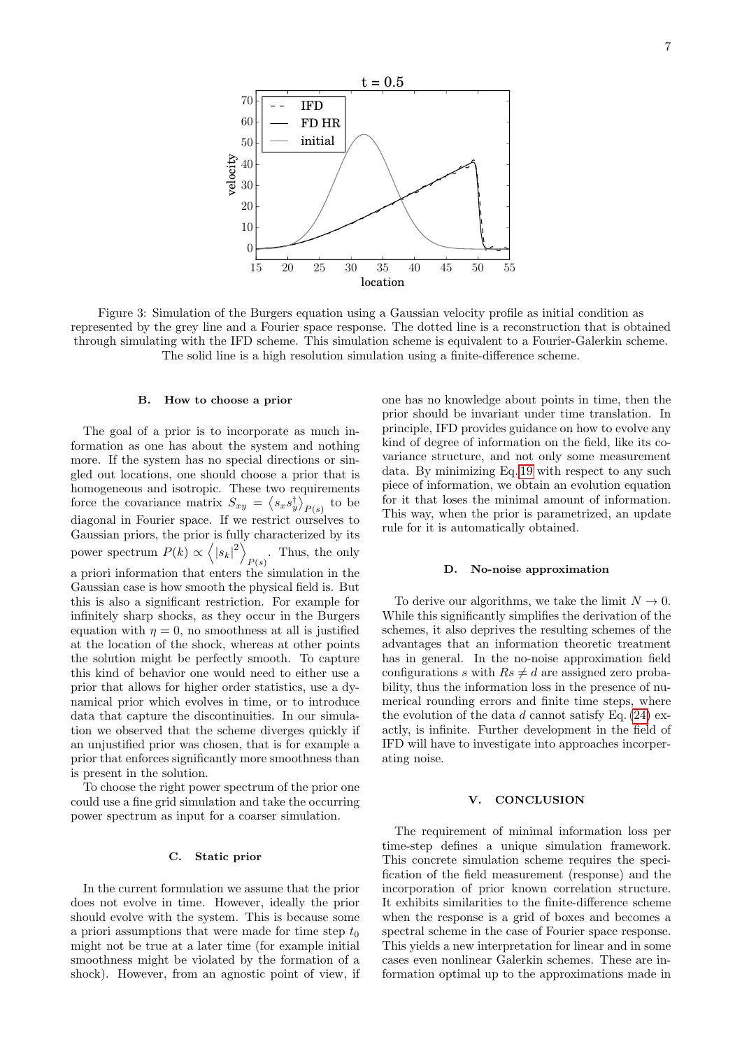Figure 3: Simulation of the Burgers equation using a Gaussian velocity profile as initial condition as represented by the grey line and a Fourier space response. The dotted line is a reconstruction that is obtained through simulating with the IFD scheme. This simulation scheme is equivalent to a Fourier-Galerkin scheme. The solid line is a high resolution simulation using a finite-difference scheme.

### B. How to choose a prior

The goal of a prior is to incorporate as much information as one has about the system and nothing more. If the system has no special directions or singled out locations, one should choose a prior that is homogeneous and isotropic. These two requirements force the covariance matrix $S_{xy} = \left\langle s_x s_y^\dagger \right\rangle_{P(s)}$ to be diagonal in Fourier space. If we restrict ourselves to Gaussian priors, the prior is fully characterized by its power spectrum $P(k) \propto \left\langle |s_k|^2 \right\rangle_{P(s)}$. Thus, the only a priori information that enters the simulation in the Gaussian case is how smooth the physical field is. But this is also a significant restriction. For example for infinitely sharp shocks, as they occur in the Burgers equation with $\eta = 0$, no smoothness at all is justified at the location of the shock, whereas at other points the solution might be perfectly smooth. To capture this kind of behavior one would need to either use a prior that allows for higher order statistics, use a dynamical prior which evolves in time, or to introduce data that capture the discontinuities. In our simulation we observed that the scheme diverges quickly if an unjustified prior was chosen, that is for example a prior that enforces significantly more smoothness than is present in the solution.

To choose the right power spectrum of the prior one could use a fine grid simulation and take the occurring power spectrum as input for a coarser simulation.

### C. Static prior

In the current formulation we assume that the prior does not evolve in time. However, ideally the prior should evolve with the system. This is because some a priori assumptions that were made for time step $t_0$ might not be true at a later time (for example initial smoothness might be violated by the formation of a shock). However, from an agnostic point of view, if one has no knowledge about points in time, then the prior should be invariant under time translation. In principle, IFD provides guidance on how to evolve any kind of degree of information on the field, like its covariance structure, and not only some measurement data. By minimizing Eq. 19 with respect to any such piece of information, we obtain an evolution equation for it that loses the minimal amount of information. This way, when the prior is parametrized, an update rule for it is automatically obtained.

### D. No-noise approximation

To derive our algorithms, we take the limit $N \to 0$. While this significantly simplifies the derivation of the schemes, it also deprives the resulting schemes of the advantages that an information theoretic treatment has in general. In the no-noise approximation field configurations $s$ with $Rs \neq d$ are assigned zero probability, thus the information loss in the presence of numerical rounding errors and finite time steps, where the evolution of the data $d$ cannot satisfy Eq. (24) exactly, is infinite. Further development in the field of IFD will have to investigate into approaches incorperating noise.

## V. CONCLUSION

The requirement of minimal information loss per time-step defines a unique simulation framework. This concrete simulation scheme requires the specification of the field measurement (response) and the incorporation of prior known correlation structure. It exhibits similarities to the finite-difference scheme when the response is a grid of boxes and becomes a spectral scheme in the case of Fourier space response. This yields a new interpretation for linear and in some cases even nonlinear Galerkin schemes. These are information optimal up to the approximations made in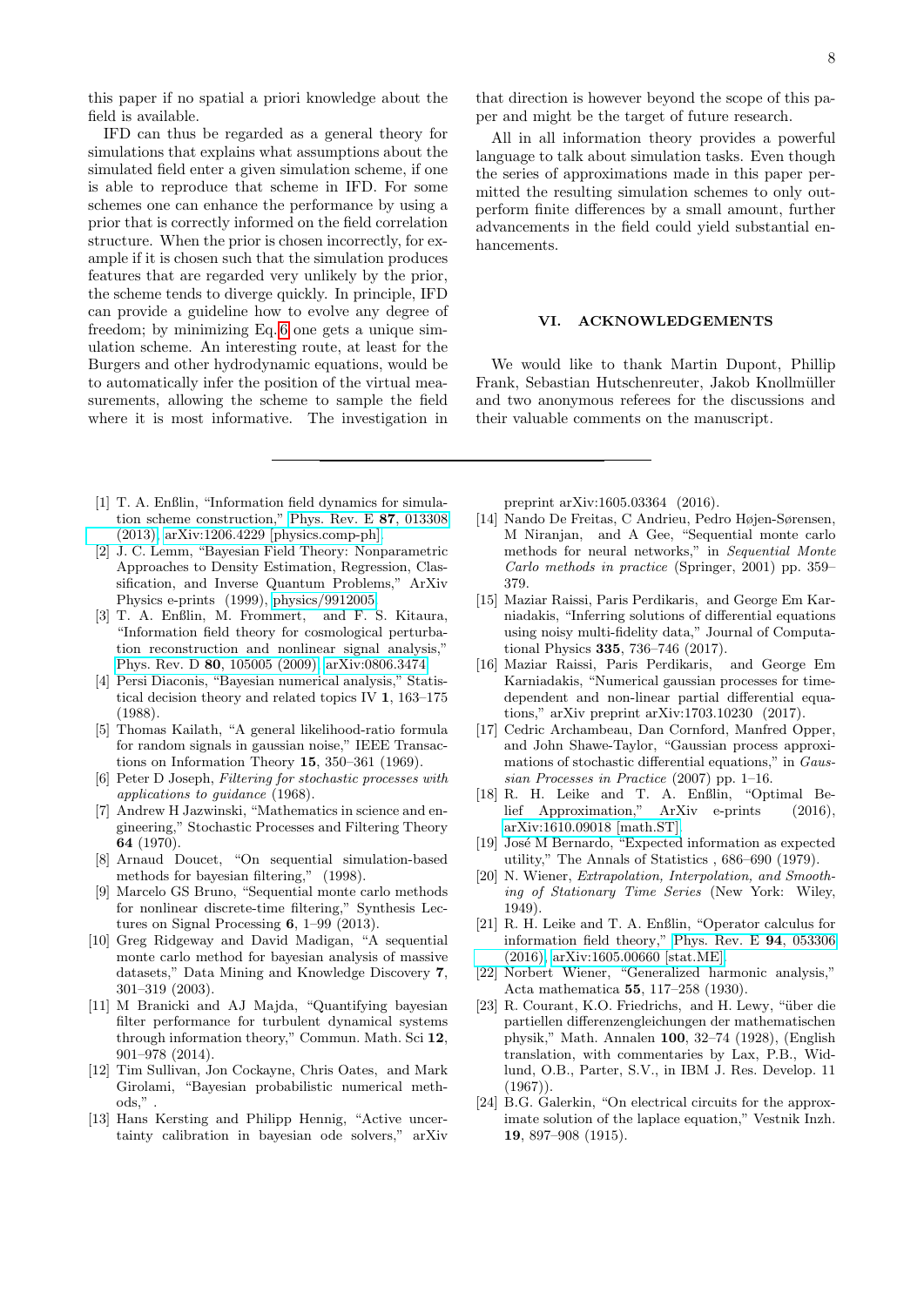this paper if no spatial a priori knowledge about the field is available.

IFD can thus be regarded as a general theory for simulations that explains what assumptions about the simulated field enter a given simulation scheme, if one is able to reproduce that scheme in IFD. For some schemes one can enhance the performance by using a prior that is correctly informed on the field correlation structure. When the prior is chosen incorrectly, for example if it is chosen such that the simulation produces features that are regarded very unlikely by the prior, the scheme tends to diverge quickly. In principle, IFD can provide a guideline how to evolve any degree of freedom; by minimizing Eq. 6 one gets a unique simulation scheme. An interesting route, at least for the Burgers and other hydrodynamic equations, would be to automatically infer the position of the virtual measurements, allowing the scheme to sample the field where it is most informative. The investigation in that direction is however beyond the scope of this paper and might be the target of future research.

All in all information theory provides a powerful language to talk about simulation tasks. Even though the series of approximations made in this paper permitted the resulting simulation schemes to only outperform finite differences by a small amount, further advancements in the field could yield substantial enhancements.

## VI. ACKNOWLEDGEMENTS

We would like to thank Martin Dupont, Phillip Frank, Sebastian Hutschenreuter, Jakob Knollmüller and two anonymous referees for the discussions and their valuable comments on the manuscript.

---

[1] T. A. Enßlin, "Information field dynamics for simulation scheme construction," Phys. Rev. E **87**, 013308 (2013), arXiv:1206.4229 [physics.comp-ph].

[2] J. C. Lemm, "Bayesian Field Theory: Nonparametric Approaches to Density Estimation, Regression, Classification, and Inverse Quantum Problems," ArXiv Physics e-prints (1999), physics/9912005.

[3] T. A. Enßlin, M. Frommert, and F. S. Kitaura, "Information field theory for cosmological perturbation reconstruction and nonlinear signal analysis," Phys. Rev. D **80**, 105005 (2009), arXiv:0806.3474.

[4] Persi Diaconis, "Bayesian numerical analysis," Statistical decision theory and related topics IV **1**, 163–175 (1988).

[5] Thomas Kailath, "A general likelihood-ratio formula for random signals in gaussian noise," IEEE Transactions on Information Theory **15**, 350–361 (1969).

[6] Peter D Joseph, *Filtering for stochastic processes with applications to guidance* (1968).

[7] Andrew H Jazwinski, "Mathematics in science and engineering," Stochastic Processes and Filtering Theory **64** (1970).

[8] Arnaud Doucet, "On sequential simulation-based methods for bayesian filtering," (1998).

[9] Marcelo GS Bruno, "Sequential monte carlo methods for nonlinear discrete-time filtering," Synthesis Lectures on Signal Processing **6**, 1–99 (2013).

[10] Greg Ridgeway and David Madigan, "A sequential monte carlo method for bayesian analysis of massive datasets," Data Mining and Knowledge Discovery **7**, 301–319 (2003).

[11] M Branicki and AJ Majda, "Quantifying bayesian filter performance for turbulent dynamical systems through information theory," Commun. Math. Sci **12**, 901–978 (2014).

[12] Tim Sullivan, Jon Cockayne, Chris Oates, and Mark Girolami, "Bayesian probabilistic numerical methods," .

[13] Hans Kersting and Philipp Hennig, "Active uncertainty calibration in bayesian ode solvers," arXiv preprint arXiv:1605.03364 (2016).

[14] Nando De Freitas, C Andrieu, Pedro Højen-Sørensen, M Niranjan, and A Gee, "Sequential monte carlo methods for neural networks," in *Sequential Monte Carlo methods in practice* (Springer, 2001) pp. 359–379.

[15] Maziar Raissi, Paris Perdikaris, and George Em Karniadakis, "Inferring solutions of differential equations using noisy multi-fidelity data," Journal of Computational Physics **335**, 736–746 (2017).

[16] Maziar Raissi, Paris Perdikaris, and George Em Karniadakis, "Numerical gaussian processes for time-dependent and non-linear partial differential equations," arXiv preprint arXiv:1703.10230 (2017).

[17] Cedric Archambeau, Dan Cornford, Manfred Opper, and John Shawe-Taylor, "Gaussian process approximations of stochastic differential equations," in *Gaussian Processes in Practice* (2007) pp. 1–16.

[18] R. H. Leike and T. A. Enßlin, "Optimal Belief Approximation," ArXiv e-prints (2016), arXiv:1610.09018 [math.ST].

[19] José M Bernardo, "Expected information as expected utility," The Annals of Statistics , 686–690 (1979).

[20] N. Wiener, *Extrapolation, Interpolation, and Smoothing of Stationary Time Series* (New York: Wiley, 1949).

[21] R. H. Leike and T. A. Enßlin, "Operator calculus for information field theory," Phys. Rev. E **94**, 053306 (2016), arXiv:1605.00660 [stat.ME].

[22] Norbert Wiener, "Generalized harmonic analysis," Acta mathematica **55**, 117–258 (1930).

[23] R. Courant, K.O. Friedrichs, and H. Lewy, "über die partiellen differenzengleichungen der mathematischen physik," Math. Annalen **100**, 32–74 (1928), (English translation, with commentaries by Lax, P.B., Widlund, O.B., Parter, S.V., in IBM J. Res. Develop. 11 (1967)).

[24] B.G. Galerkin, "On electrical circuits for the approximate solution of the laplace equation," Vestnik Inzh. **19**, 897–908 (1915).